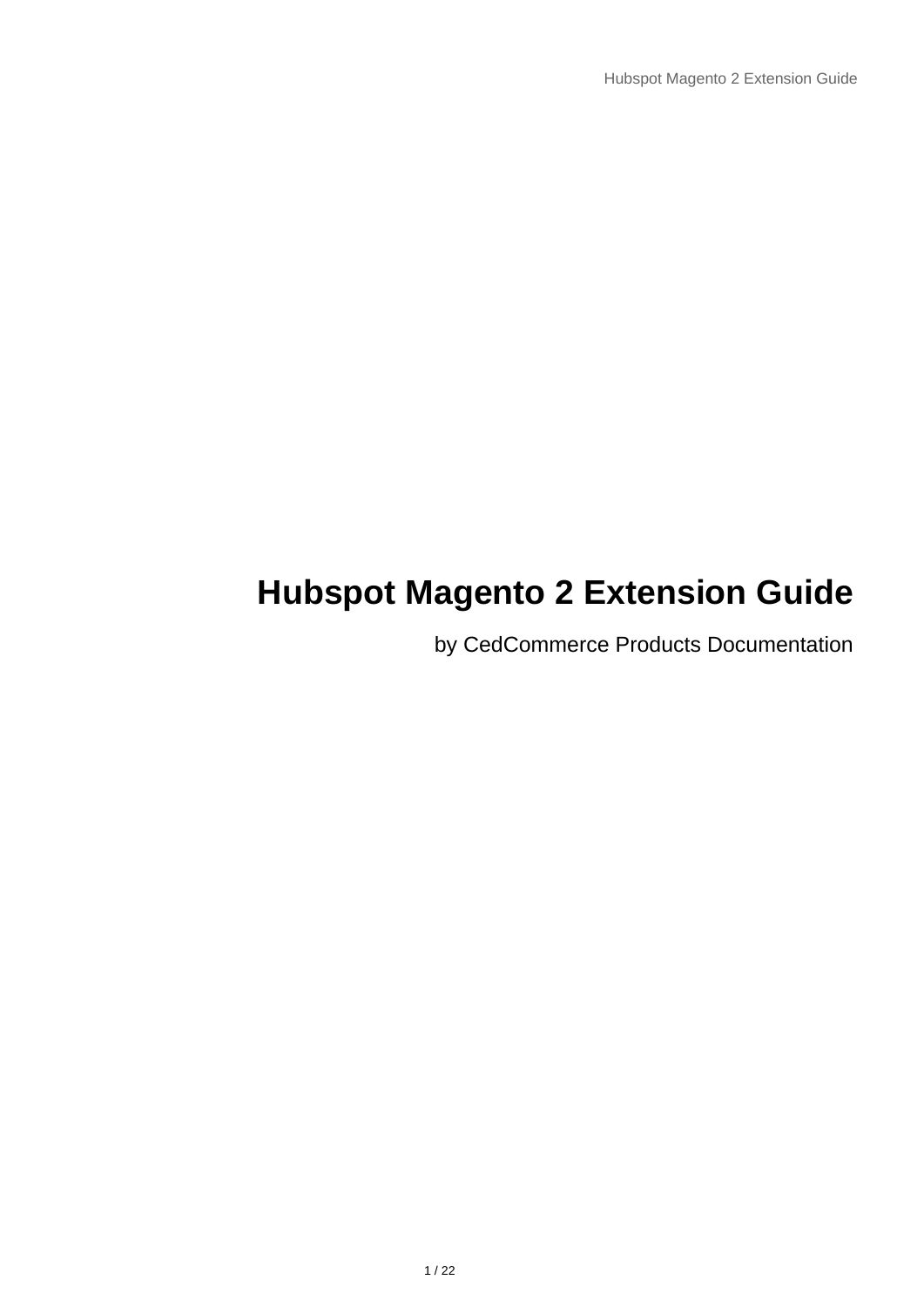# Hubspot Magento 2 Extension Guide

by CedCommerce Products Documentation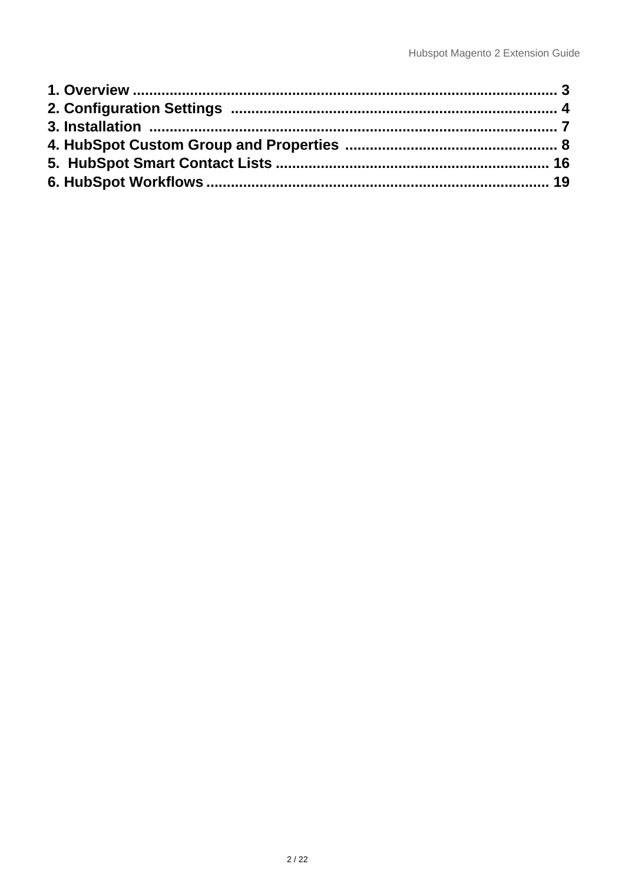**1. Overview** ........................................................................................................ **3**
**2. Configuration Settings** .............................................................................. **4**
**3. Installation** .................................................................................................. **7**
**4. HubSpot Custom Group and Properties** .................................................... **8**
**5. HubSpot Smart Contact Lists** .................................................................. **16**
**6. HubSpot Workflows** .................................................................................. **19**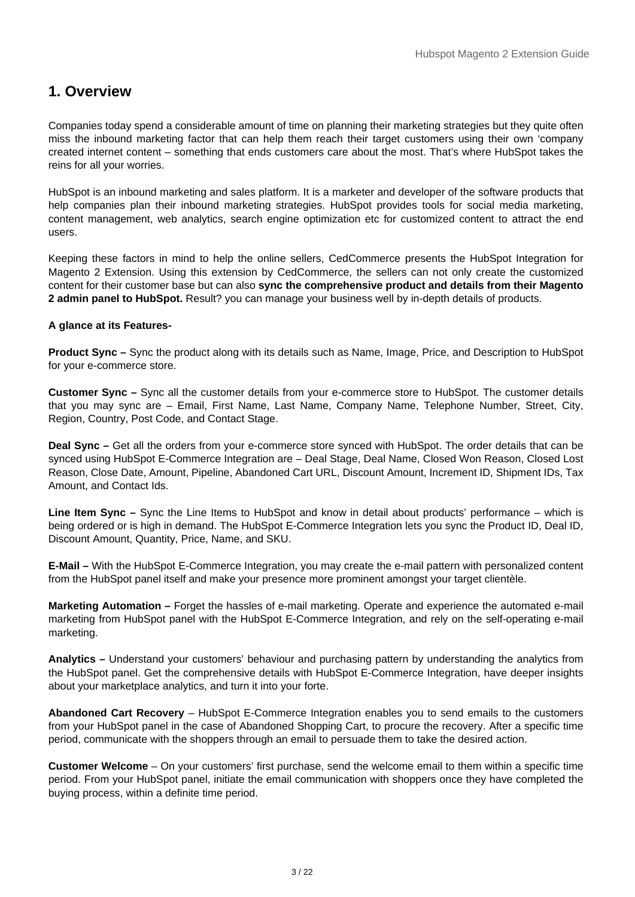## 1. Overview

Companies today spend a considerable amount of time on planning their marketing strategies but they quite often miss the inbound marketing factor that can help them reach their target customers using their own 'company created internet content – something that ends customers care about the most. That's where HubSpot takes the reins for all your worries.

HubSpot is an inbound marketing and sales platform. It is a marketer and developer of the software products that help companies plan their inbound marketing strategies. HubSpot provides tools for social media marketing, content management, web analytics, search engine optimization etc for customized content to attract the end users.

Keeping these factors in mind to help the online sellers, CedCommerce presents the HubSpot Integration for Magento 2 Extension. Using this extension by CedCommerce, the sellers can not only create the customized content for their customer base but can also **sync the comprehensive product and details from their Magento 2 admin panel to HubSpot.** Result? you can manage your business well by in-depth details of products.

**A glance at its Features-**

**Product Sync –** Sync the product along with its details such as Name, Image, Price, and Description to HubSpot for your e-commerce store.

**Customer Sync –** Sync all the customer details from your e-commerce store to HubSpot. The customer details that you may sync are – Email, First Name, Last Name, Company Name, Telephone Number, Street, City, Region, Country, Post Code, and Contact Stage.

**Deal Sync –** Get all the orders from your e-commerce store synced with HubSpot. The order details that can be synced using HubSpot E-Commerce Integration are – Deal Stage, Deal Name, Closed Won Reason, Closed Lost Reason, Close Date, Amount, Pipeline, Abandoned Cart URL, Discount Amount, Increment ID, Shipment IDs, Tax Amount, and Contact Ids.

**Line Item Sync –** Sync the Line Items to HubSpot and know in detail about products' performance – which is being ordered or is high in demand. The HubSpot E-Commerce Integration lets you sync the Product ID, Deal ID, Discount Amount, Quantity, Price, Name, and SKU.

**E-Mail –** With the HubSpot E-Commerce Integration, you may create the e-mail pattern with personalized content from the HubSpot panel itself and make your presence more prominent amongst your target clientèle.

**Marketing Automation –** Forget the hassles of e-mail marketing. Operate and experience the automated e-mail marketing from HubSpot panel with the HubSpot E-Commerce Integration, and rely on the self-operating e-mail marketing.

**Analytics –** Understand your customers' behaviour and purchasing pattern by understanding the analytics from the HubSpot panel. Get the comprehensive details with HubSpot E-Commerce Integration, have deeper insights about your marketplace analytics, and turn it into your forte.

**Abandoned Cart Recovery** – HubSpot E-Commerce Integration enables you to send emails to the customers from your HubSpot panel in the case of Abandoned Shopping Cart, to procure the recovery. After a specific time period, communicate with the shoppers through an email to persuade them to take the desired action.

**Customer Welcome** – On your customers' first purchase, send the welcome email to them within a specific time period. From your HubSpot panel, initiate the email communication with shoppers once they have completed the buying process, within a definite time period.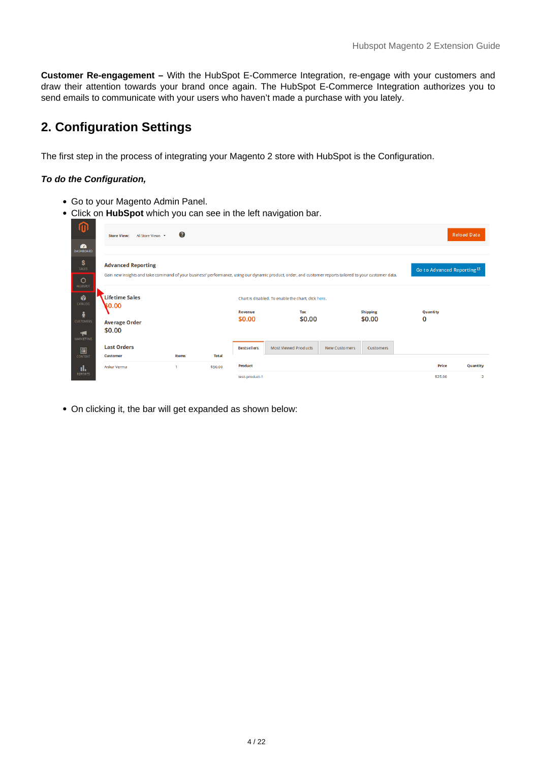**Customer Re-engagement –** With the HubSpot E-Commerce Integration, re-engage with your customers and draw their attention towards your brand once again. The HubSpot E-Commerce Integration authorizes you to send emails to communicate with your users who haven't made a purchase with you lately.

## 2. Configuration Settings

The first step in the process of integrating your Magento 2 store with HubSpot is the Configuration.

***To do the Configuration,***

- Go to your Magento Admin Panel.
- Click on **HubSpot** which you can see in the left navigation bar.

- On clicking it, the bar will get expanded as shown below: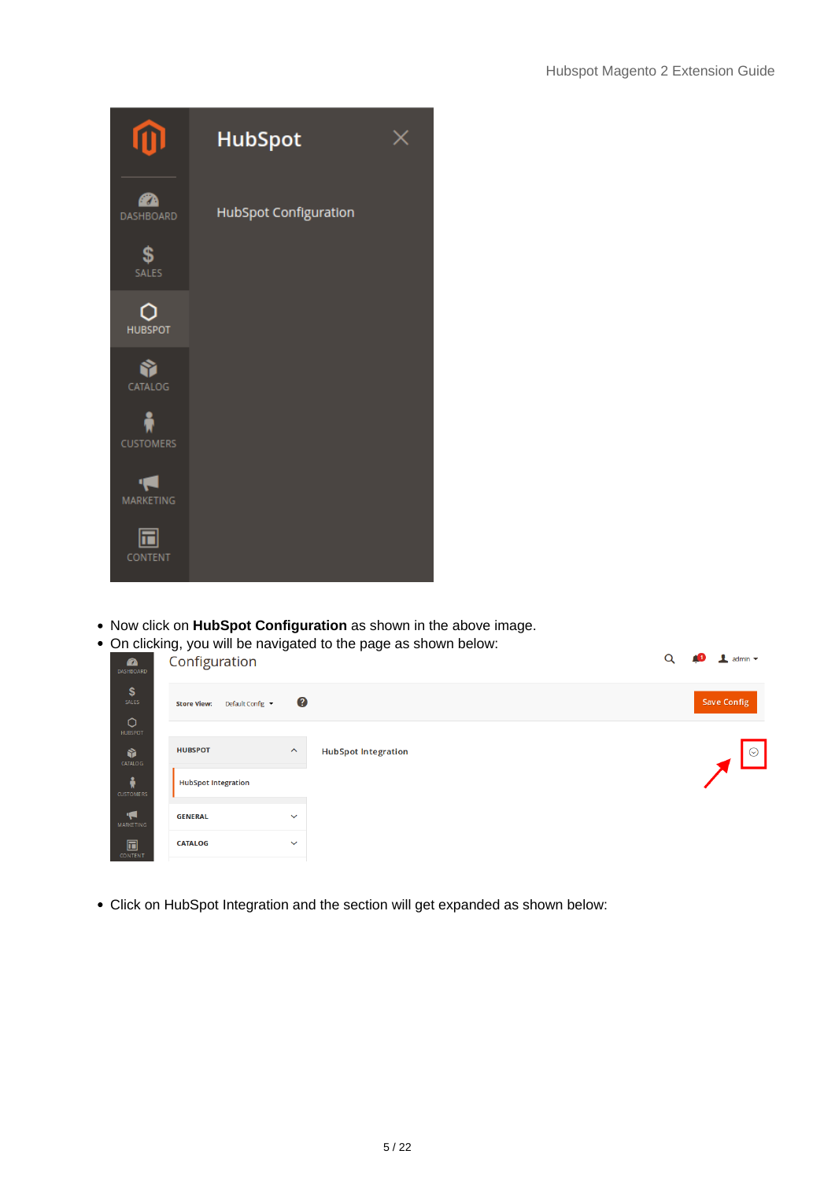- Now click on **HubSpot Configuration** as shown in the above image.
- On clicking, you will be navigated to the page as shown below:

- Click on HubSpot Integration and the section will get expanded as shown below: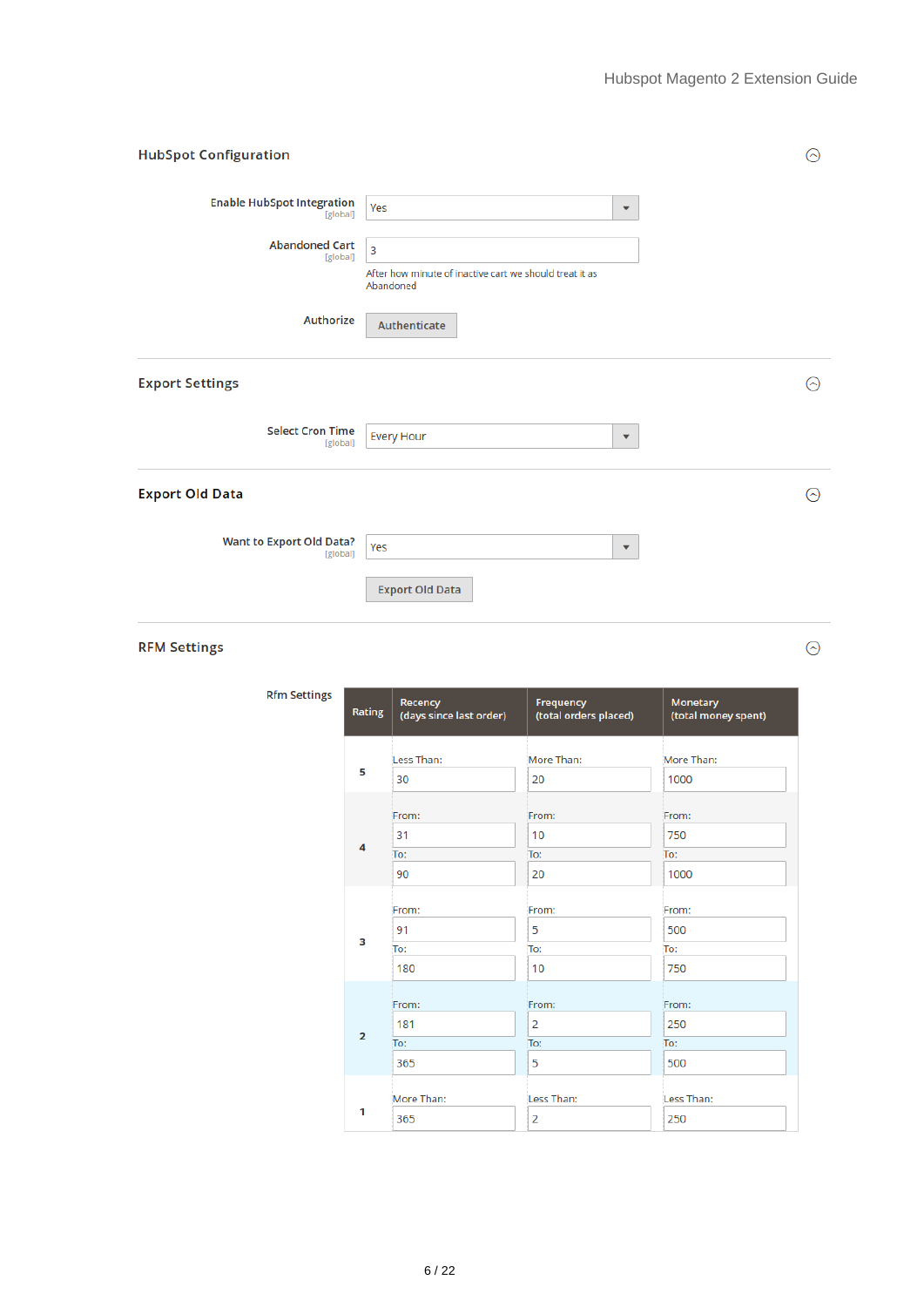## HubSpot Configuration

**Enable HubSpot Integration** [global]: Yes

**Abandoned Cart** [global]: 3

After how minute of inactive cart we should treat it as Abandoned

**Authorize**: Authenticate

## Export Settings

**Select Cron Time** [global]: Every Hour

## Export Old Data

**Want to Export Old Data?** [global]: Yes

Export Old Data

## RFM Settings

**Rfm Settings**

| Rating | Recency (days since last order) | Frequency (total orders placed) | Monetary (total money spent) |
|---|---|---|---|
| 5 | Less Than: 30 | More Than: 20 | More Than: 1000 |
| 4 | From: 31 To: 90 | From: 10 To: 20 | From: 750 To: 1000 |
| 3 | From: 91 To: 180 | From: 5 To: 10 | From: 500 To: 750 |
| 2 | From: 181 To: 365 | From: 2 To: 5 | From: 250 To: 500 |
| 1 | More Than: 365 | Less Than: 2 | Less Than: 250 |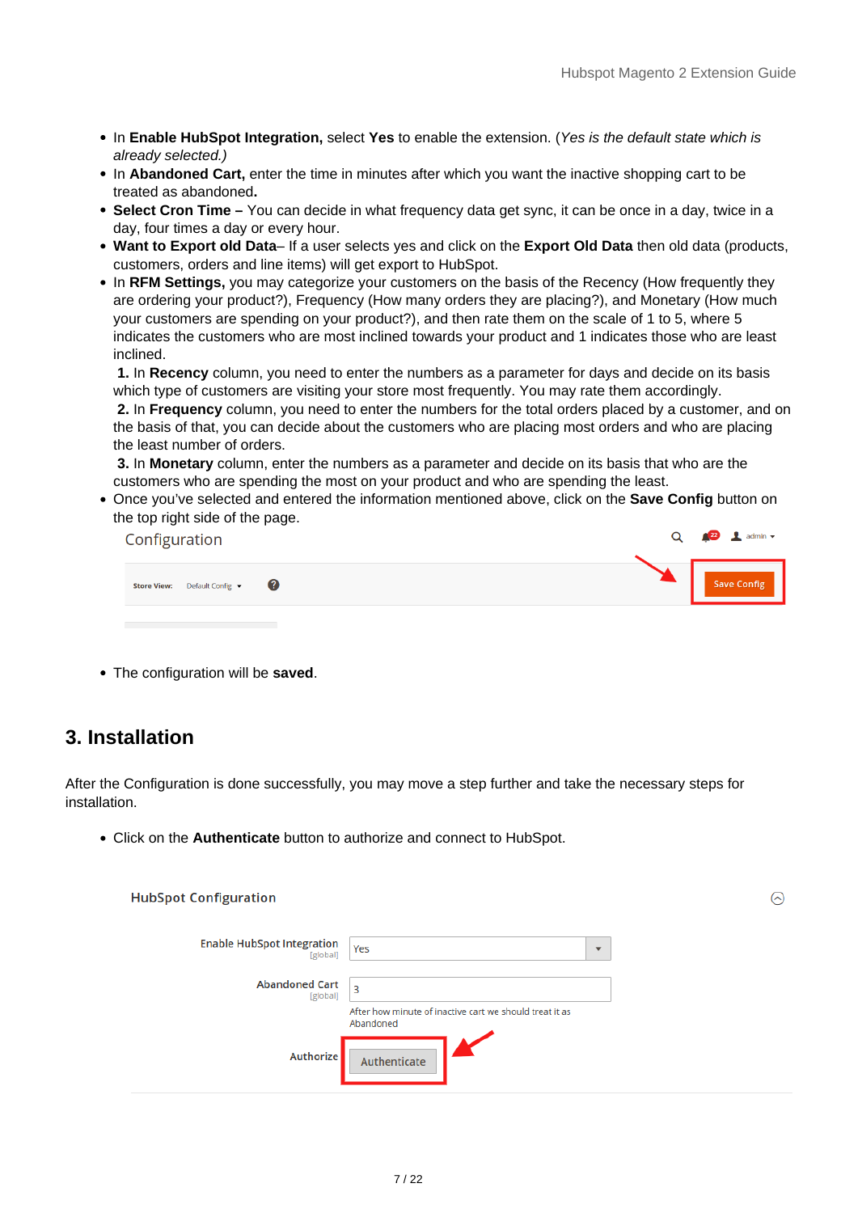- In **Enable HubSpot Integration,** select **Yes** to enable the extension. (*Yes is the default state which is already selected.)*
- In **Abandoned Cart,** enter the time in minutes after which you want the inactive shopping cart to be treated as abandoned**.**
- **Select Cron Time –** You can decide in what frequency data get sync, it can be once in a day, twice in a day, four times a day or every hour.
- **Want to Export old Data**– If a user selects yes and click on the **Export Old Data** then old data (products, customers, orders and line items) will get export to HubSpot.
- In **RFM Settings,** you may categorize your customers on the basis of the Recency (How frequently they are ordering your product?), Frequency (How many orders they are placing?), and Monetary (How much your customers are spending on your product?), and then rate them on the scale of 1 to 5, where 5 indicates the customers who are most inclined towards your product and 1 indicates those who are least inclined.
  **1.** In **Recency** column, you need to enter the numbers as a parameter for days and decide on its basis which type of customers are visiting your store most frequently. You may rate them accordingly.
  **2.** In **Frequency** column, you need to enter the numbers for the total orders placed by a customer, and on the basis of that, you can decide about the customers who are placing most orders and who are placing the least number of orders.
  **3.** In **Monetary** column, enter the numbers as a parameter and decide on its basis that who are the customers who are spending the most on your product and who are spending the least.
- Once you've selected and entered the information mentioned above, click on the **Save Config** button on the top right side of the page.

- The configuration will be **saved**.

## 3. Installation

After the Configuration is done successfully, you may move a step further and take the necessary steps for installation.

- Click on the **Authenticate** button to authorize and connect to HubSpot.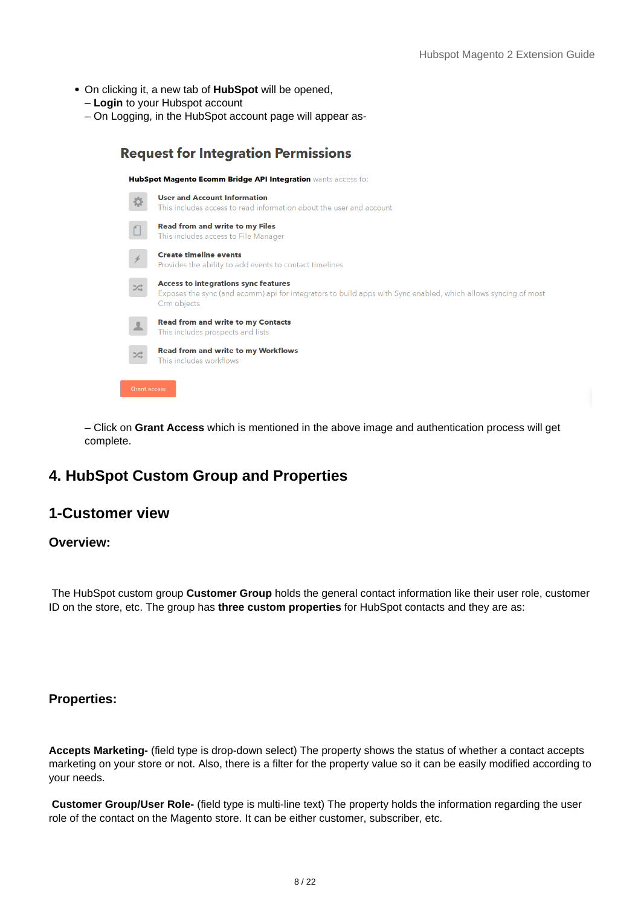- On clicking it, a new tab of **HubSpot** will be opened,
  – **Login** to your Hubspot account
  – On Logging, in the HubSpot account page will appear as-

## Request for Integration Permissions

**HubSpot Magento Ecomm Bridge API Integration** wants access to:

**User and Account Information**
This includes access to read information about the user and account

**Read from and write to my Files**
This includes access to File Manager

**Create timeline events**
Provides the ability to add events to contact timelines

**Access to integrations sync features**
Exposes the sync (and ecomm) api for integrators to build apps with Sync enabled, which allows syncing of most Crm objects

**Read from and write to my Contacts**
This includes prospects and lists

**Read from and write to my Workflows**
This includes workflows

Grant access

– Click on **Grant Access** which is mentioned in the above image and authentication process will get complete.

# 4. HubSpot Custom Group and Properties

## 1-Customer view

### Overview:

The HubSpot custom group **Customer Group** holds the general contact information like their user role, customer ID on the store, etc. The group has **three custom properties** for HubSpot contacts and they are as:

### Properties:

**Accepts Marketing-** (field type is drop-down select) The property shows the status of whether a contact accepts marketing on your store or not. Also, there is a filter for the property value so it can be easily modified according to your needs.

**Customer Group/User Role-** (field type is multi-line text) The property holds the information regarding the user role of the contact on the Magento store. It can be either customer, subscriber, etc.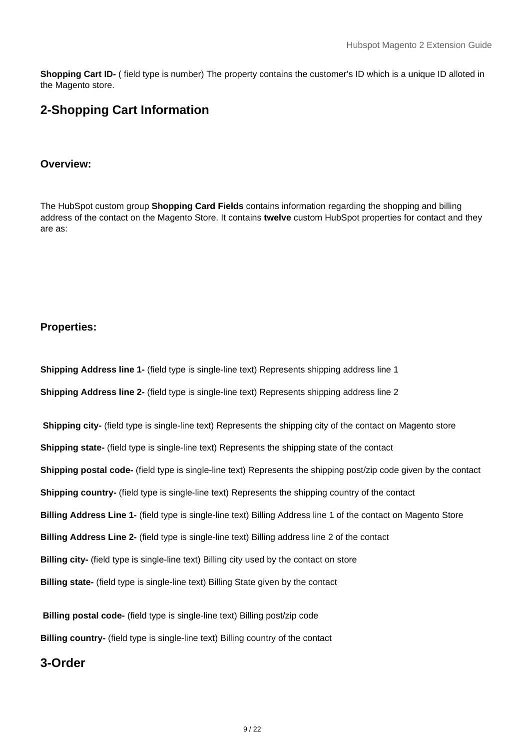**Shopping Cart ID-** ( field type is number) The property contains the customer's ID which is a unique ID alloted in the Magento store.

## 2-Shopping Cart Information

### Overview:

The HubSpot custom group **Shopping Card Fields** contains information regarding the shopping and billing address of the contact on the Magento Store. It contains **twelve** custom HubSpot properties for contact and they are as:

### Properties:

**Shipping Address line 1-** (field type is single-line text) Represents shipping address line 1

**Shipping Address line 2-** (field type is single-line text) Represents shipping address line 2

**Shipping city-** (field type is single-line text) Represents the shipping city of the contact on Magento store

**Shipping state-** (field type is single-line text) Represents the shipping state of the contact

**Shipping postal code-** (field type is single-line text) Represents the shipping post/zip code given by the contact

**Shipping country-** (field type is single-line text) Represents the shipping country of the contact

**Billing Address Line 1-** (field type is single-line text) Billing Address line 1 of the contact on Magento Store

**Billing Address Line 2-** (field type is single-line text) Billing address line 2 of the contact

**Billing city-** (field type is single-line text) Billing city used by the contact on store

**Billing state-** (field type is single-line text) Billing State given by the contact

**Billing postal code-** (field type is single-line text) Billing post/zip code

**Billing country-** (field type is single-line text) Billing country of the contact

## 3-Order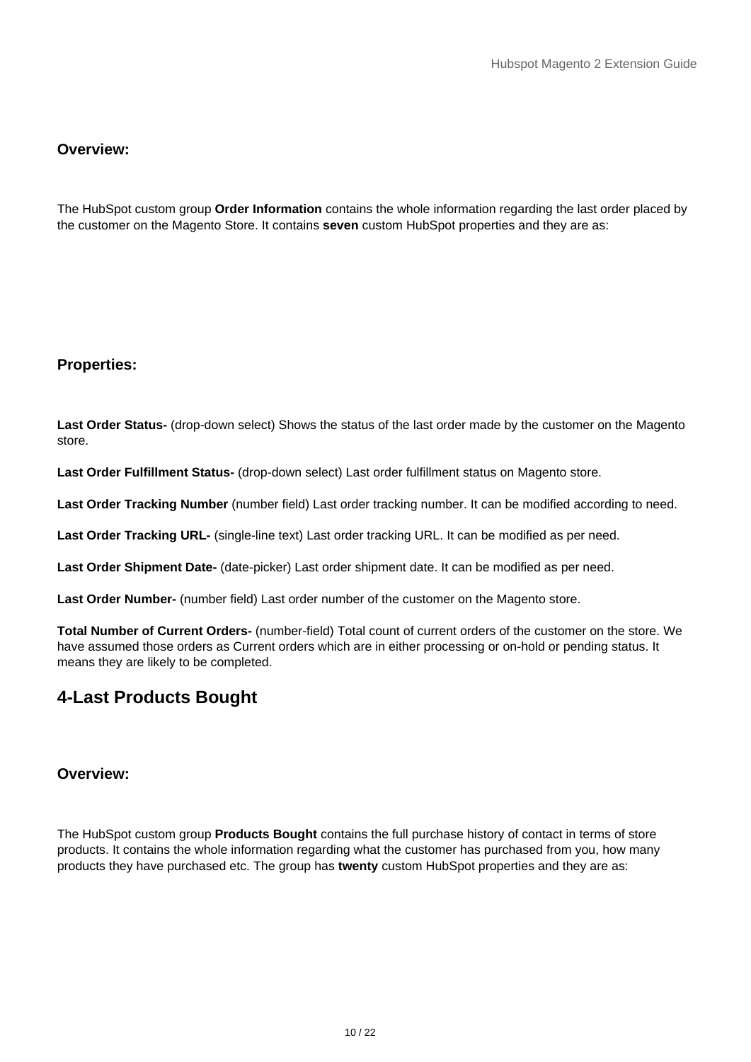### Overview:

The HubSpot custom group **Order Information** contains the whole information regarding the last order placed by the customer on the Magento Store. It contains **seven** custom HubSpot properties and they are as:

### Properties:

**Last Order Status-** (drop-down select) Shows the status of the last order made by the customer on the Magento store.

**Last Order Fulfillment Status-** (drop-down select) Last order fulfillment status on Magento store.

**Last Order Tracking Number** (number field) Last order tracking number. It can be modified according to need.

**Last Order Tracking URL-** (single-line text) Last order tracking URL. It can be modified as per need.

**Last Order Shipment Date-** (date-picker) Last order shipment date. It can be modified as per need.

**Last Order Number-** (number field) Last order number of the customer on the Magento store.

**Total Number of Current Orders-** (number-field) Total count of current orders of the customer on the store. We have assumed those orders as Current orders which are in either processing or on-hold or pending status. It means they are likely to be completed.

## 4-Last Products Bought

### Overview:

The HubSpot custom group **Products Bought** contains the full purchase history of contact in terms of store products. It contains the whole information regarding what the customer has purchased from you, how many products they have purchased etc. The group has **twenty** custom HubSpot properties and they are as: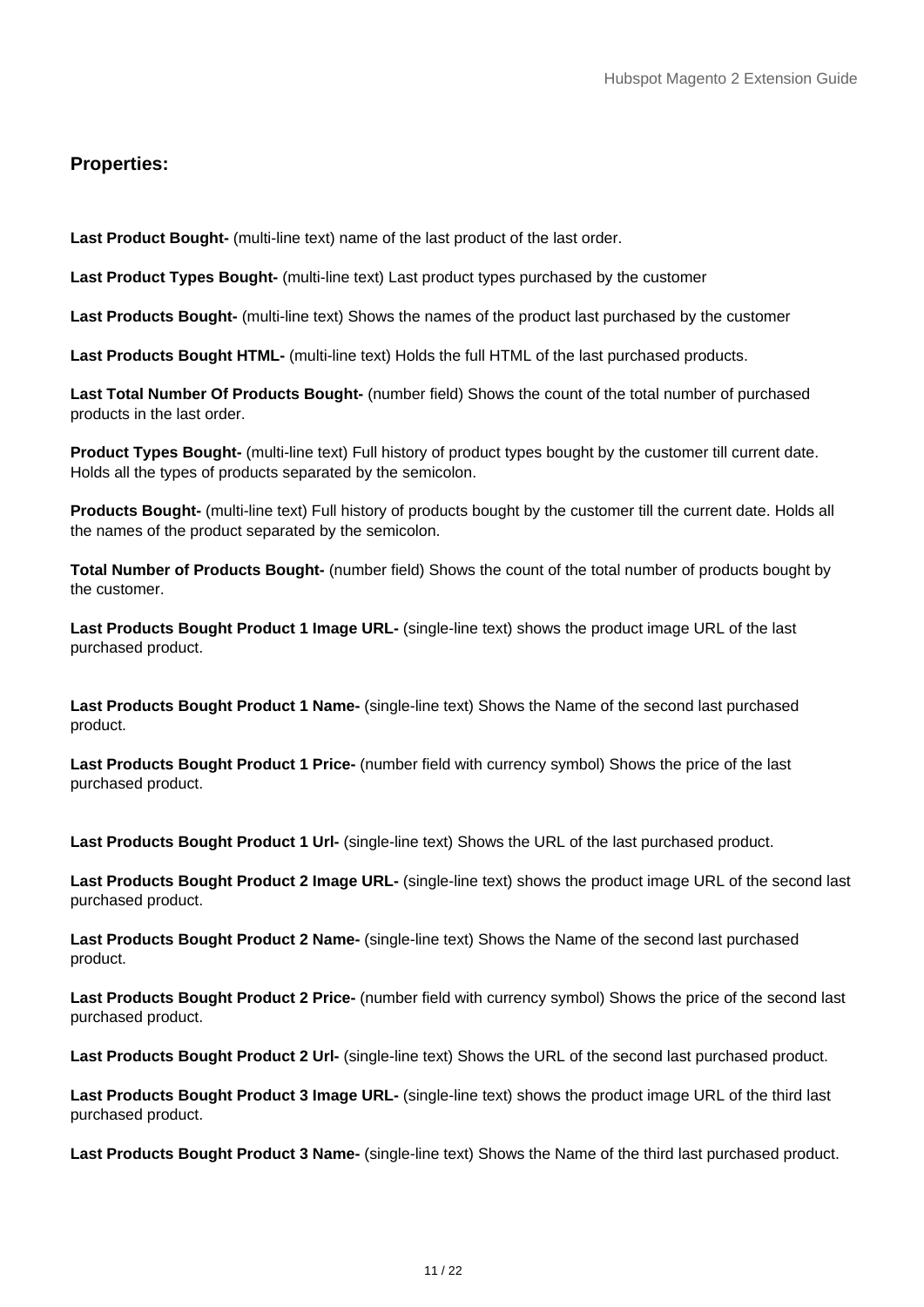## Properties:

**Last Product Bought-** (multi-line text) name of the last product of the last order.

**Last Product Types Bought-** (multi-line text) Last product types purchased by the customer

**Last Products Bought-** (multi-line text) Shows the names of the product last purchased by the customer

**Last Products Bought HTML-** (multi-line text) Holds the full HTML of the last purchased products.

**Last Total Number Of Products Bought-** (number field) Shows the count of the total number of purchased products in the last order.

**Product Types Bought-** (multi-line text) Full history of product types bought by the customer till current date. Holds all the types of products separated by the semicolon.

**Products Bought-** (multi-line text) Full history of products bought by the customer till the current date. Holds all the names of the product separated by the semicolon.

**Total Number of Products Bought-** (number field) Shows the count of the total number of products bought by the customer.

**Last Products Bought Product 1 Image URL-** (single-line text) shows the product image URL of the last purchased product.

**Last Products Bought Product 1 Name-** (single-line text) Shows the Name of the second last purchased product.

**Last Products Bought Product 1 Price-** (number field with currency symbol) Shows the price of the last purchased product.

**Last Products Bought Product 1 Url-** (single-line text) Shows the URL of the last purchased product.

**Last Products Bought Product 2 Image URL-** (single-line text) shows the product image URL of the second last purchased product.

**Last Products Bought Product 2 Name-** (single-line text) Shows the Name of the second last purchased product.

**Last Products Bought Product 2 Price-** (number field with currency symbol) Shows the price of the second last purchased product.

**Last Products Bought Product 2 Url-** (single-line text) Shows the URL of the second last purchased product.

**Last Products Bought Product 3 Image URL-** (single-line text) shows the product image URL of the third last purchased product.

**Last Products Bought Product 3 Name-** (single-line text) Shows the Name of the third last purchased product.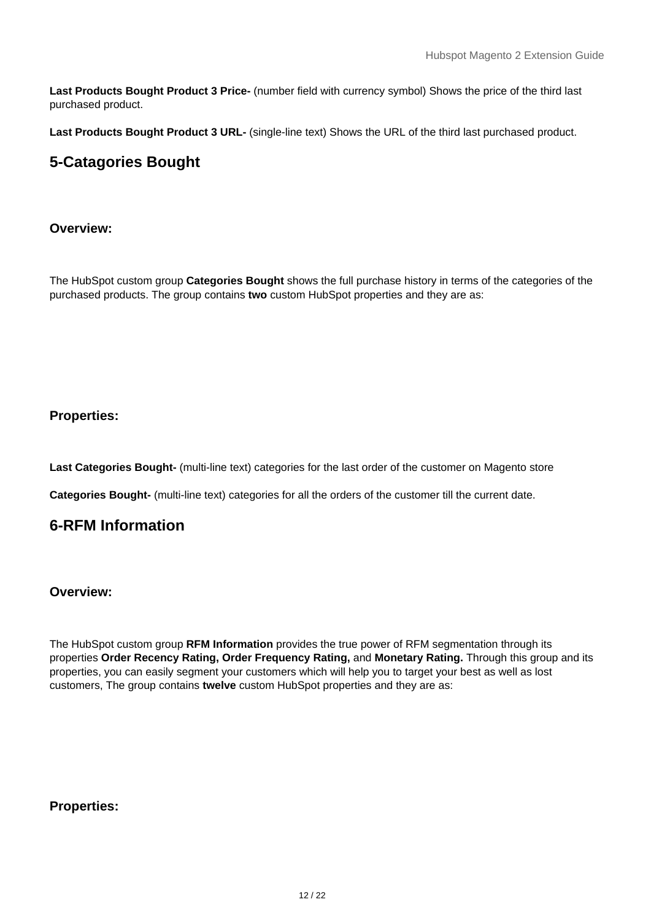**Last Products Bought Product 3 Price-** (number field with currency symbol) Shows the price of the third last purchased product.

**Last Products Bought Product 3 URL-** (single-line text) Shows the URL of the third last purchased product.

## 5-Catagories Bought

### Overview:

The HubSpot custom group **Categories Bought** shows the full purchase history in terms of the categories of the purchased products. The group contains **two** custom HubSpot properties and they are as:

### Properties:

**Last Categories Bought-** (multi-line text) categories for the last order of the customer on Magento store

**Categories Bought-** (multi-line text) categories for all the orders of the customer till the current date.

## 6-RFM Information

### Overview:

The HubSpot custom group **RFM Information** provides the true power of RFM segmentation through its properties **Order Recency Rating, Order Frequency Rating,** and **Monetary Rating.** Through this group and its properties, you can easily segment your customers which will help you to target your best as well as lost customers, The group contains **twelve** custom HubSpot properties and they are as:

### Properties: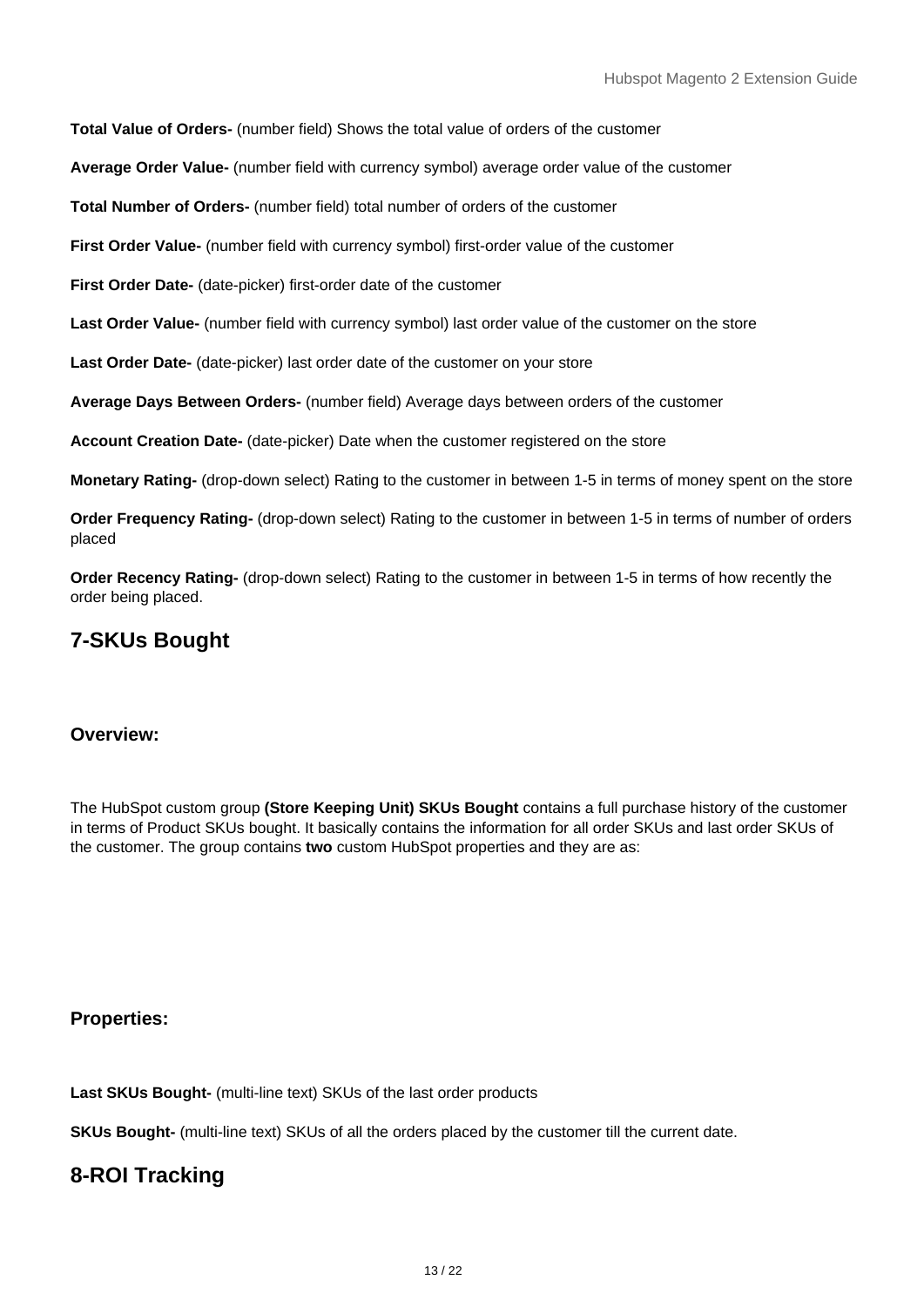**Total Value of Orders-** (number field) Shows the total value of orders of the customer

**Average Order Value-** (number field with currency symbol) average order value of the customer

**Total Number of Orders-** (number field) total number of orders of the customer

**First Order Value-** (number field with currency symbol) first-order value of the customer

**First Order Date-** (date-picker) first-order date of the customer

**Last Order Value-** (number field with currency symbol) last order value of the customer on the store

**Last Order Date-** (date-picker) last order date of the customer on your store

**Average Days Between Orders-** (number field) Average days between orders of the customer

**Account Creation Date-** (date-picker) Date when the customer registered on the store

**Monetary Rating-** (drop-down select) Rating to the customer in between 1-5 in terms of money spent on the store

**Order Frequency Rating-** (drop-down select) Rating to the customer in between 1-5 in terms of number of orders placed

**Order Recency Rating-** (drop-down select) Rating to the customer in between 1-5 in terms of how recently the order being placed.

## 7-SKUs Bought

### Overview:

The HubSpot custom group **(Store Keeping Unit) SKUs Bought** contains a full purchase history of the customer in terms of Product SKUs bought. It basically contains the information for all order SKUs and last order SKUs of the customer. The group contains **two** custom HubSpot properties and they are as:

### Properties:

**Last SKUs Bought-** (multi-line text) SKUs of the last order products

**SKUs Bought-** (multi-line text) SKUs of all the orders placed by the customer till the current date.

## 8-ROI Tracking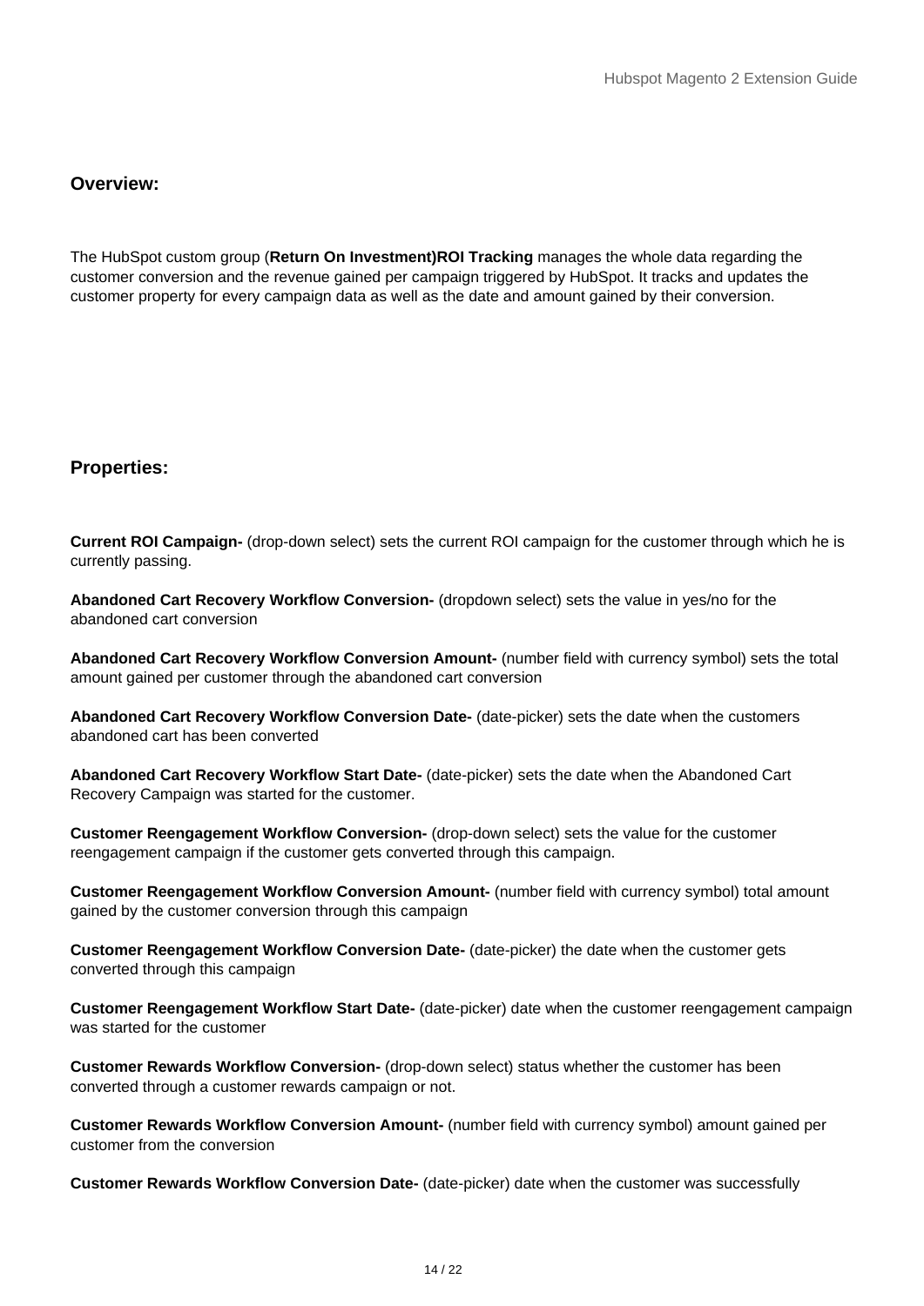## Overview:

The HubSpot custom group (**Return On Investment)ROI Tracking** manages the whole data regarding the customer conversion and the revenue gained per campaign triggered by HubSpot. It tracks and updates the customer property for every campaign data as well as the date and amount gained by their conversion.

## Properties:

**Current ROI Campaign-** (drop-down select) sets the current ROI campaign for the customer through which he is currently passing.

**Abandoned Cart Recovery Workflow Conversion-** (dropdown select) sets the value in yes/no for the abandoned cart conversion

**Abandoned Cart Recovery Workflow Conversion Amount-** (number field with currency symbol) sets the total amount gained per customer through the abandoned cart conversion

**Abandoned Cart Recovery Workflow Conversion Date-** (date-picker) sets the date when the customers abandoned cart has been converted

**Abandoned Cart Recovery Workflow Start Date-** (date-picker) sets the date when the Abandoned Cart Recovery Campaign was started for the customer.

**Customer Reengagement Workflow Conversion-** (drop-down select) sets the value for the customer reengagement campaign if the customer gets converted through this campaign.

**Customer Reengagement Workflow Conversion Amount-** (number field with currency symbol) total amount gained by the customer conversion through this campaign

**Customer Reengagement Workflow Conversion Date-** (date-picker) the date when the customer gets converted through this campaign

**Customer Reengagement Workflow Start Date-** (date-picker) date when the customer reengagement campaign was started for the customer

**Customer Rewards Workflow Conversion-** (drop-down select) status whether the customer has been converted through a customer rewards campaign or not.

**Customer Rewards Workflow Conversion Amount-** (number field with currency symbol) amount gained per customer from the conversion

**Customer Rewards Workflow Conversion Date-** (date-picker) date when the customer was successfully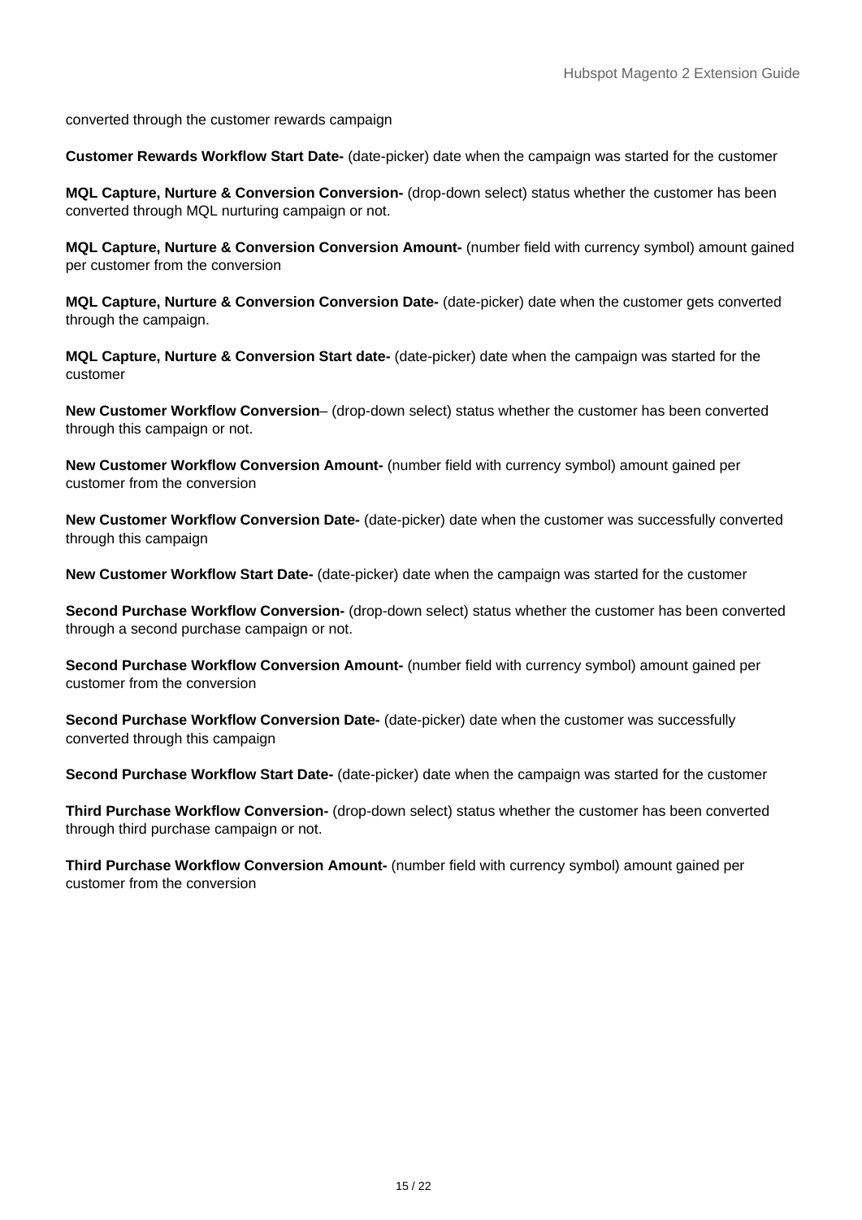converted through the customer rewards campaign

**Customer Rewards Workflow Start Date-** (date-picker) date when the campaign was started for the customer

**MQL Capture, Nurture & Conversion Conversion-** (drop-down select) status whether the customer has been converted through MQL nurturing campaign or not.

**MQL Capture, Nurture & Conversion Conversion Amount-** (number field with currency symbol) amount gained per customer from the conversion

**MQL Capture, Nurture & Conversion Conversion Date-** (date-picker) date when the customer gets converted through the campaign.

**MQL Capture, Nurture & Conversion Start date-** (date-picker) date when the campaign was started for the customer

**New Customer Workflow Conversion**– (drop-down select) status whether the customer has been converted through this campaign or not.

**New Customer Workflow Conversion Amount-** (number field with currency symbol) amount gained per customer from the conversion

**New Customer Workflow Conversion Date-** (date-picker) date when the customer was successfully converted through this campaign

**New Customer Workflow Start Date-** (date-picker) date when the campaign was started for the customer

**Second Purchase Workflow Conversion-** (drop-down select) status whether the customer has been converted through a second purchase campaign or not.

**Second Purchase Workflow Conversion Amount-** (number field with currency symbol) amount gained per customer from the conversion

**Second Purchase Workflow Conversion Date-** (date-picker) date when the customer was successfully converted through this campaign

**Second Purchase Workflow Start Date-** (date-picker) date when the campaign was started for the customer

**Third Purchase Workflow Conversion-** (drop-down select) status whether the customer has been converted through third purchase campaign or not.

**Third Purchase Workflow Conversion Amount-** (number field with currency symbol) amount gained per customer from the conversion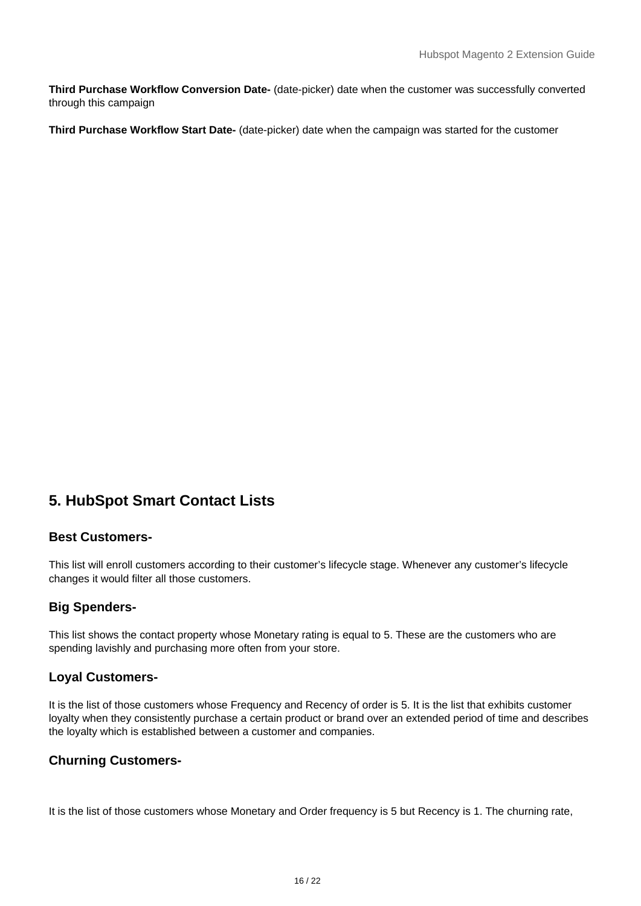**Third Purchase Workflow Conversion Date-** (date-picker) date when the customer was successfully converted through this campaign

**Third Purchase Workflow Start Date-** (date-picker) date when the campaign was started for the customer

## 5. HubSpot Smart Contact Lists

### Best Customers-

This list will enroll customers according to their customer's lifecycle stage. Whenever any customer's lifecycle changes it would filter all those customers.

### Big Spenders-

This list shows the contact property whose Monetary rating is equal to 5. These are the customers who are spending lavishly and purchasing more often from your store.

### Loyal Customers-

It is the list of those customers whose Frequency and Recency of order is 5. It is the list that exhibits customer loyalty when they consistently purchase a certain product or brand over an extended period of time and describes the loyalty which is established between a customer and companies.

### Churning Customers-

It is the list of those customers whose Monetary and Order frequency is 5 but Recency is 1. The churning rate,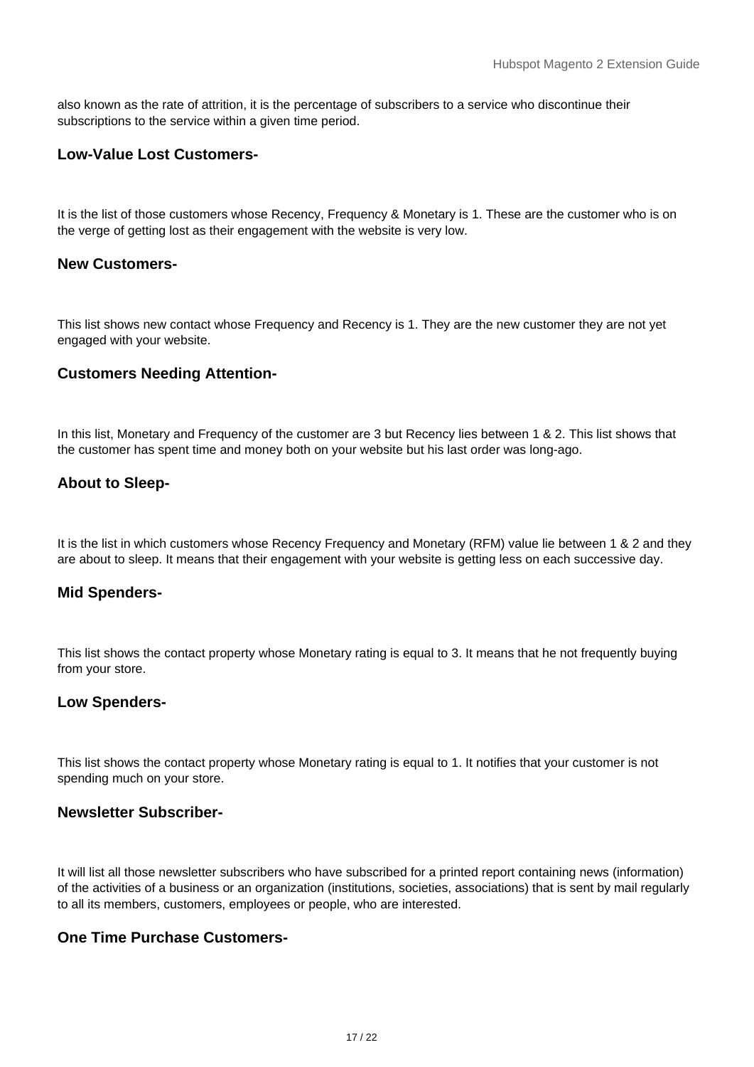also known as the rate of attrition, it is the percentage of subscribers to a service who discontinue their subscriptions to the service within a given time period.

### Low-Value Lost Customers-

It is the list of those customers whose Recency, Frequency & Monetary is 1. These are the customer who is on the verge of getting lost as their engagement with the website is very low.

### New Customers-

This list shows new contact whose Frequency and Recency is 1. They are the new customer they are not yet engaged with your website.

### Customers Needing Attention-

In this list, Monetary and Frequency of the customer are 3 but Recency lies between 1 & 2. This list shows that the customer has spent time and money both on your website but his last order was long-ago.

### About to Sleep-

It is the list in which customers whose Recency Frequency and Monetary (RFM) value lie between 1 & 2 and they are about to sleep. It means that their engagement with your website is getting less on each successive day.

### Mid Spenders-

This list shows the contact property whose Monetary rating is equal to 3. It means that he not frequently buying from your store.

### Low Spenders-

This list shows the contact property whose Monetary rating is equal to 1. It notifies that your customer is not spending much on your store.

### Newsletter Subscriber-

It will list all those newsletter subscribers who have subscribed for a printed report containing news (information) of the activities of a business or an organization (institutions, societies, associations) that is sent by mail regularly to all its members, customers, employees or people, who are interested.

### One Time Purchase Customers-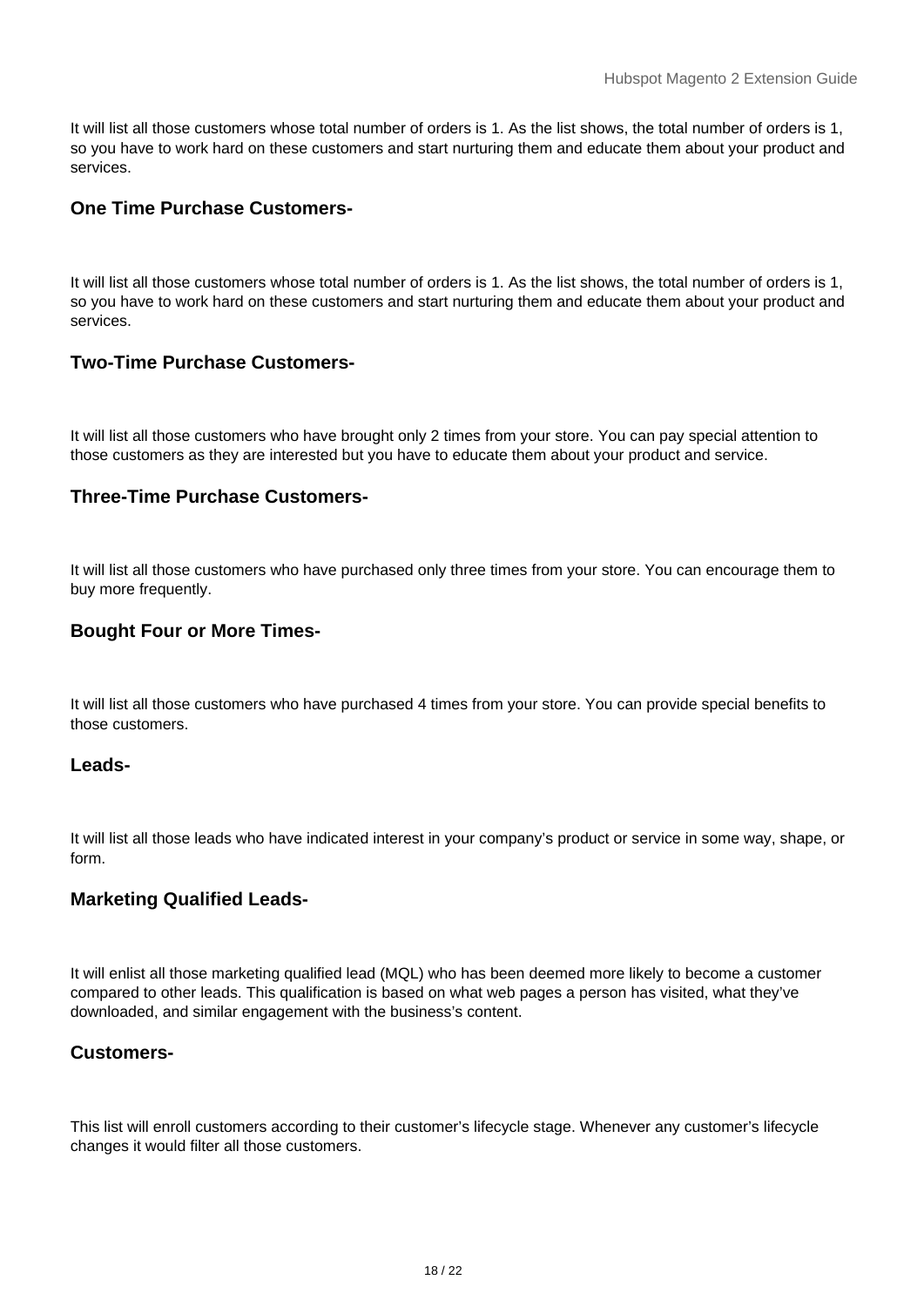It will list all those customers whose total number of orders is 1. As the list shows, the total number of orders is 1, so you have to work hard on these customers and start nurturing them and educate them about your product and services.

### One Time Purchase Customers-

It will list all those customers whose total number of orders is 1. As the list shows, the total number of orders is 1, so you have to work hard on these customers and start nurturing them and educate them about your product and services.

### Two-Time Purchase Customers-

It will list all those customers who have brought only 2 times from your store. You can pay special attention to those customers as they are interested but you have to educate them about your product and service.

### Three-Time Purchase Customers-

It will list all those customers who have purchased only three times from your store. You can encourage them to buy more frequently.

### Bought Four or More Times-

It will list all those customers who have purchased 4 times from your store. You can provide special benefits to those customers.

### Leads-

It will list all those leads who have indicated interest in your company's product or service in some way, shape, or form.

### Marketing Qualified Leads-

It will enlist all those marketing qualified lead (MQL) who has been deemed more likely to become a customer compared to other leads. This qualification is based on what web pages a person has visited, what they've downloaded, and similar engagement with the business's content.

### Customers-

This list will enroll customers according to their customer's lifecycle stage. Whenever any customer's lifecycle changes it would filter all those customers.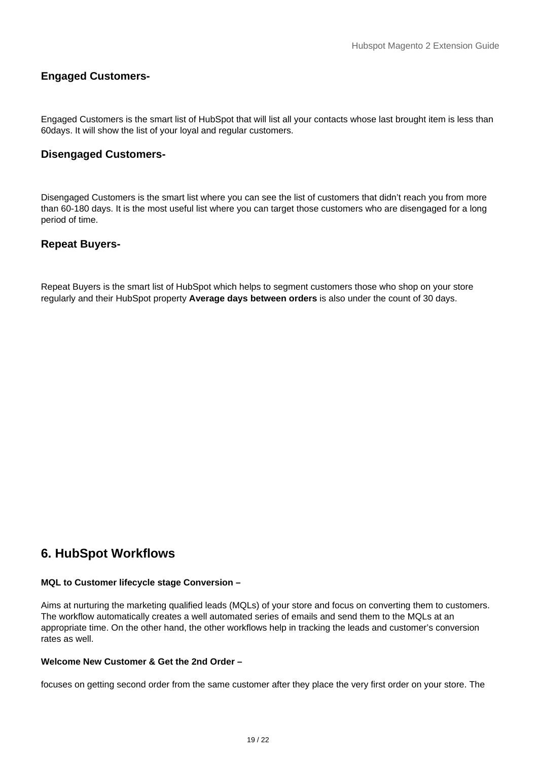### Engaged Customers-

Engaged Customers is the smart list of HubSpot that will list all your contacts whose last brought item is less than 60days. It will show the list of your loyal and regular customers.

### Disengaged Customers-

Disengaged Customers is the smart list where you can see the list of customers that didn't reach you from more than 60-180 days. It is the most useful list where you can target those customers who are disengaged for a long period of time.

### Repeat Buyers-

Repeat Buyers is the smart list of HubSpot which helps to segment customers those who shop on your store regularly and their HubSpot property **Average days between orders** is also under the count of 30 days.

## 6. HubSpot Workflows

**MQL to Customer lifecycle stage Conversion –**

Aims at nurturing the marketing qualified leads (MQLs) of your store and focus on converting them to customers. The workflow automatically creates a well automated series of emails and send them to the MQLs at an appropriate time. On the other hand, the other workflows help in tracking the leads and customer's conversion rates as well.

**Welcome New Customer & Get the 2nd Order –**

focuses on getting second order from the same customer after they place the very first order on your store. The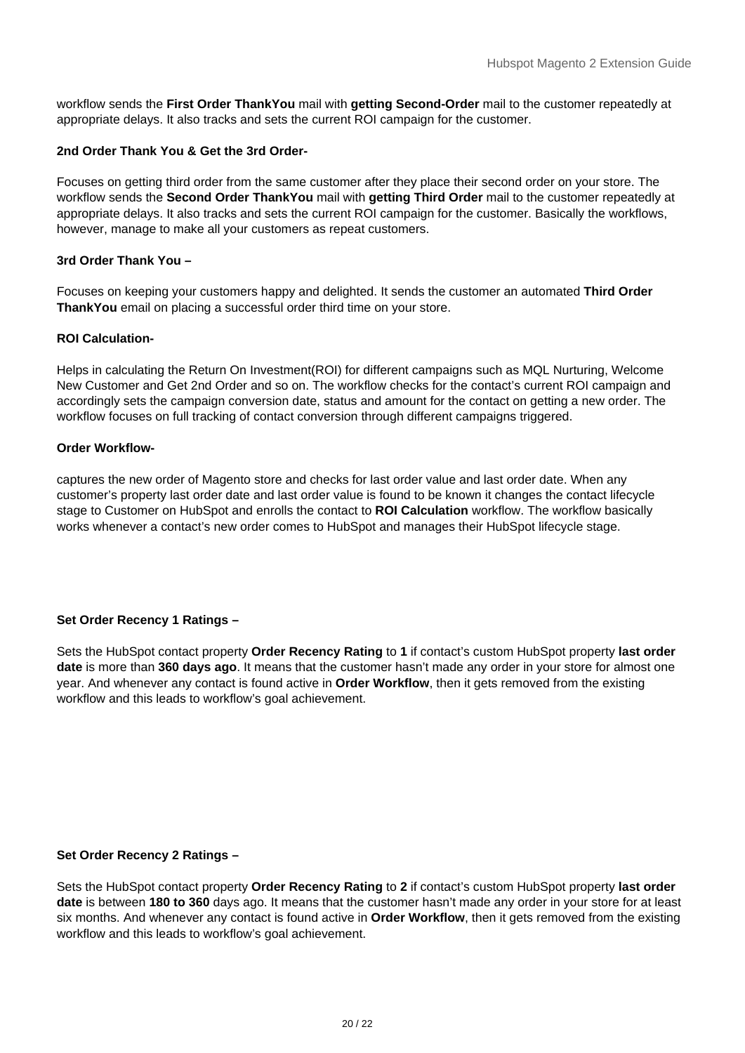workflow sends the **First Order ThankYou** mail with **getting Second-Order** mail to the customer repeatedly at appropriate delays. It also tracks and sets the current ROI campaign for the customer.

**2nd Order Thank You & Get the 3rd Order-**

Focuses on getting third order from the same customer after they place their second order on your store. The workflow sends the **Second Order ThankYou** mail with **getting Third Order** mail to the customer repeatedly at appropriate delays. It also tracks and sets the current ROI campaign for the customer. Basically the workflows, however, manage to make all your customers as repeat customers.

**3rd Order Thank You –**

Focuses on keeping your customers happy and delighted. It sends the customer an automated **Third Order ThankYou** email on placing a successful order third time on your store.

**ROI Calculation-**

Helps in calculating the Return On Investment(ROI) for different campaigns such as MQL Nurturing, Welcome New Customer and Get 2nd Order and so on. The workflow checks for the contact's current ROI campaign and accordingly sets the campaign conversion date, status and amount for the contact on getting a new order. The workflow focuses on full tracking of contact conversion through different campaigns triggered.

**Order Workflow-**

captures the new order of Magento store and checks for last order value and last order date. When any customer's property last order date and last order value is found to be known it changes the contact lifecycle stage to Customer on HubSpot and enrolls the contact to **ROI Calculation** workflow. The workflow basically works whenever a contact's new order comes to HubSpot and manages their HubSpot lifecycle stage.

**Set Order Recency 1 Ratings –**

Sets the HubSpot contact property **Order Recency Rating** to **1** if contact's custom HubSpot property **last order date** is more than **360 days ago**. It means that the customer hasn't made any order in your store for almost one year. And whenever any contact is found active in **Order Workflow**, then it gets removed from the existing workflow and this leads to workflow's goal achievement.

**Set Order Recency 2 Ratings –**

Sets the HubSpot contact property **Order Recency Rating** to **2** if contact's custom HubSpot property **last order date** is between **180 to 360** days ago. It means that the customer hasn't made any order in your store for at least six months. And whenever any contact is found active in **Order Workflow**, then it gets removed from the existing workflow and this leads to workflow's goal achievement.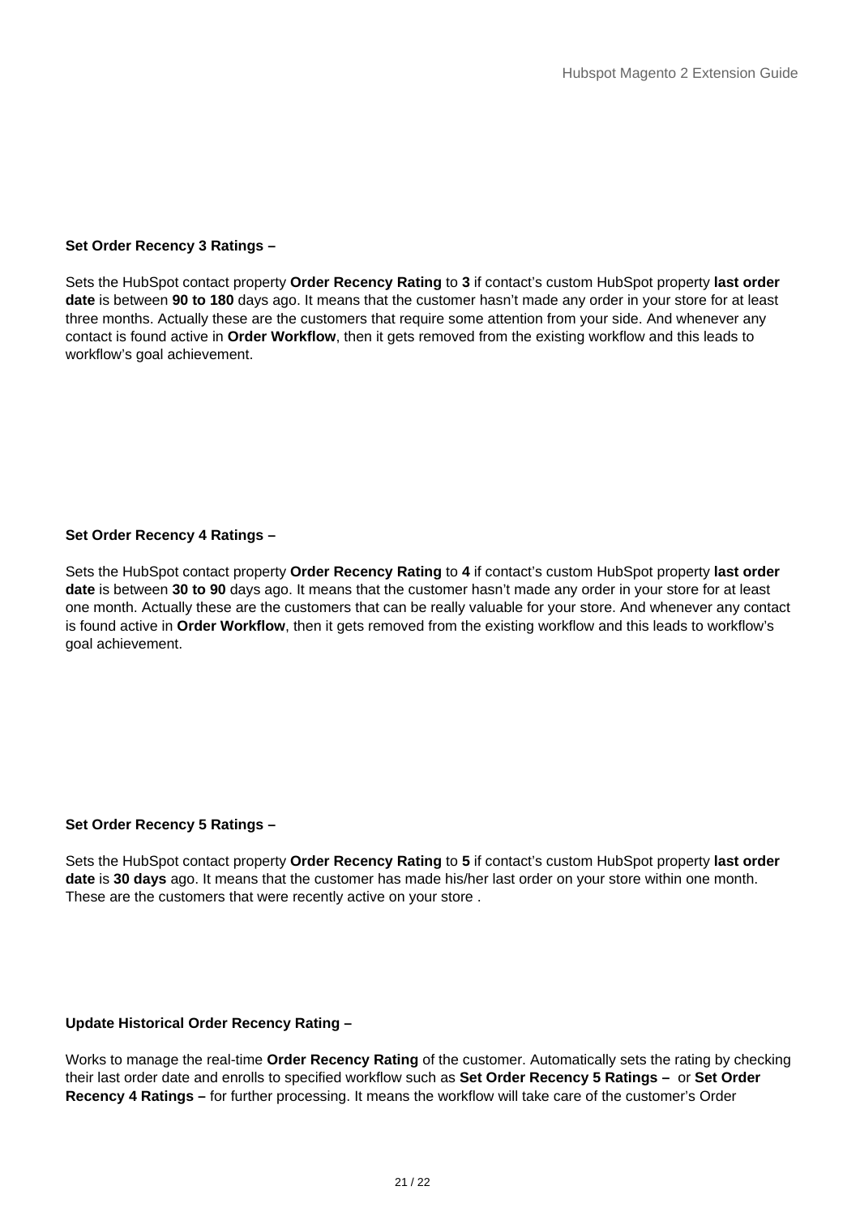**Set Order Recency 3 Ratings –**

Sets the HubSpot contact property **Order Recency Rating** to **3** if contact's custom HubSpot property **last order date** is between **90 to 180** days ago. It means that the customer hasn't made any order in your store for at least three months. Actually these are the customers that require some attention from your side. And whenever any contact is found active in **Order Workflow**, then it gets removed from the existing workflow and this leads to workflow's goal achievement.

**Set Order Recency 4 Ratings –**

Sets the HubSpot contact property **Order Recency Rating** to **4** if contact's custom HubSpot property **last order date** is between **30 to 90** days ago. It means that the customer hasn't made any order in your store for at least one month. Actually these are the customers that can be really valuable for your store. And whenever any contact is found active in **Order Workflow**, then it gets removed from the existing workflow and this leads to workflow's goal achievement.

**Set Order Recency 5 Ratings –**

Sets the HubSpot contact property **Order Recency Rating** to **5** if contact's custom HubSpot property **last order date** is **30 days** ago. It means that the customer has made his/her last order on your store within one month. These are the customers that were recently active on your store .

**Update Historical Order Recency Rating –**

Works to manage the real-time **Order Recency Rating** of the customer. Automatically sets the rating by checking their last order date and enrolls to specified workflow such as **Set Order Recency 5 Ratings –** or **Set Order Recency 4 Ratings –** for further processing. It means the workflow will take care of the customer's Order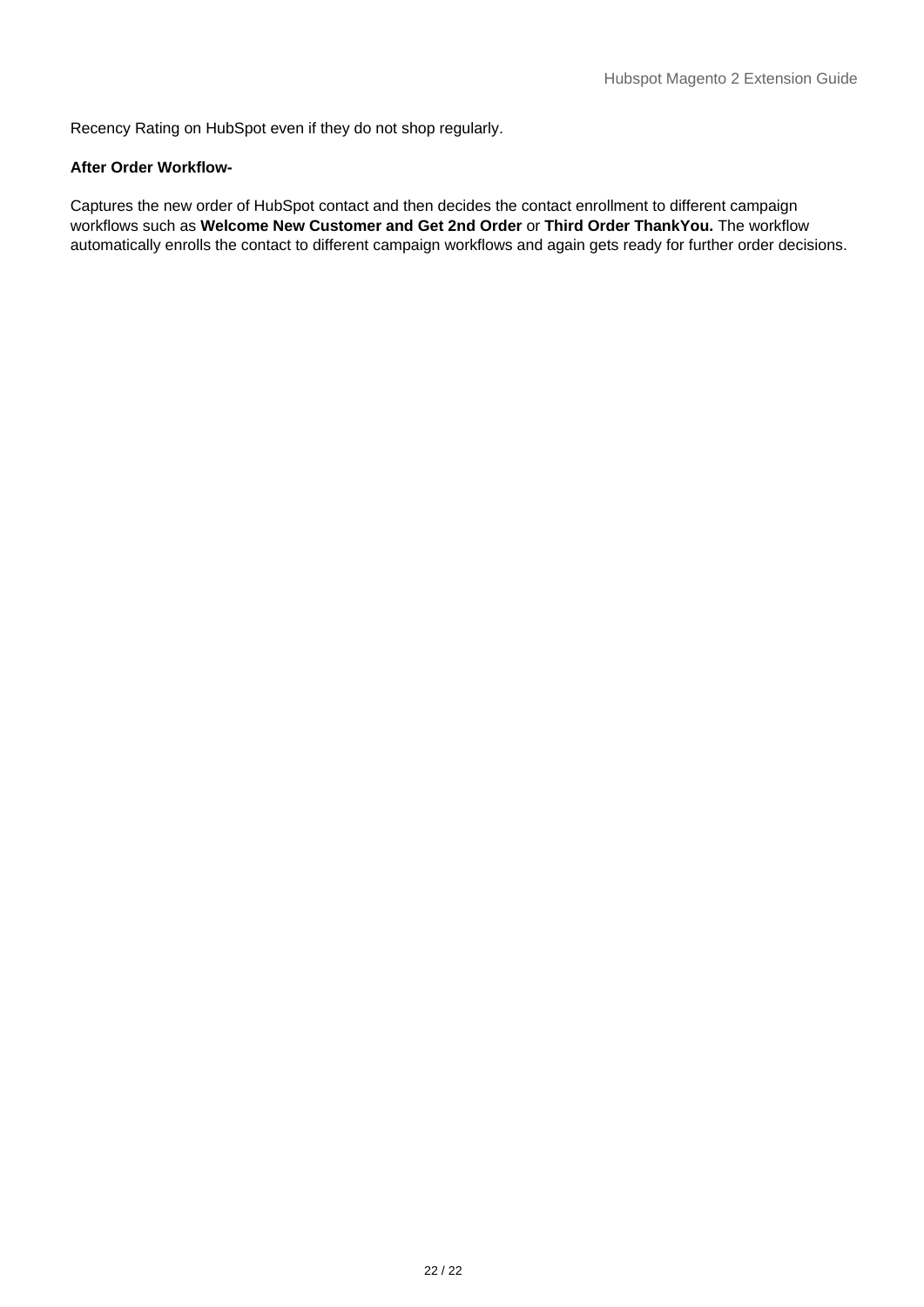Recency Rating on HubSpot even if they do not shop regularly.

**After Order Workflow-**

Captures the new order of HubSpot contact and then decides the contact enrollment to different campaign workflows such as **Welcome New Customer and Get 2nd Order** or **Third Order ThankYou.** The workflow automatically enrolls the contact to different campaign workflows and again gets ready for further order decisions.